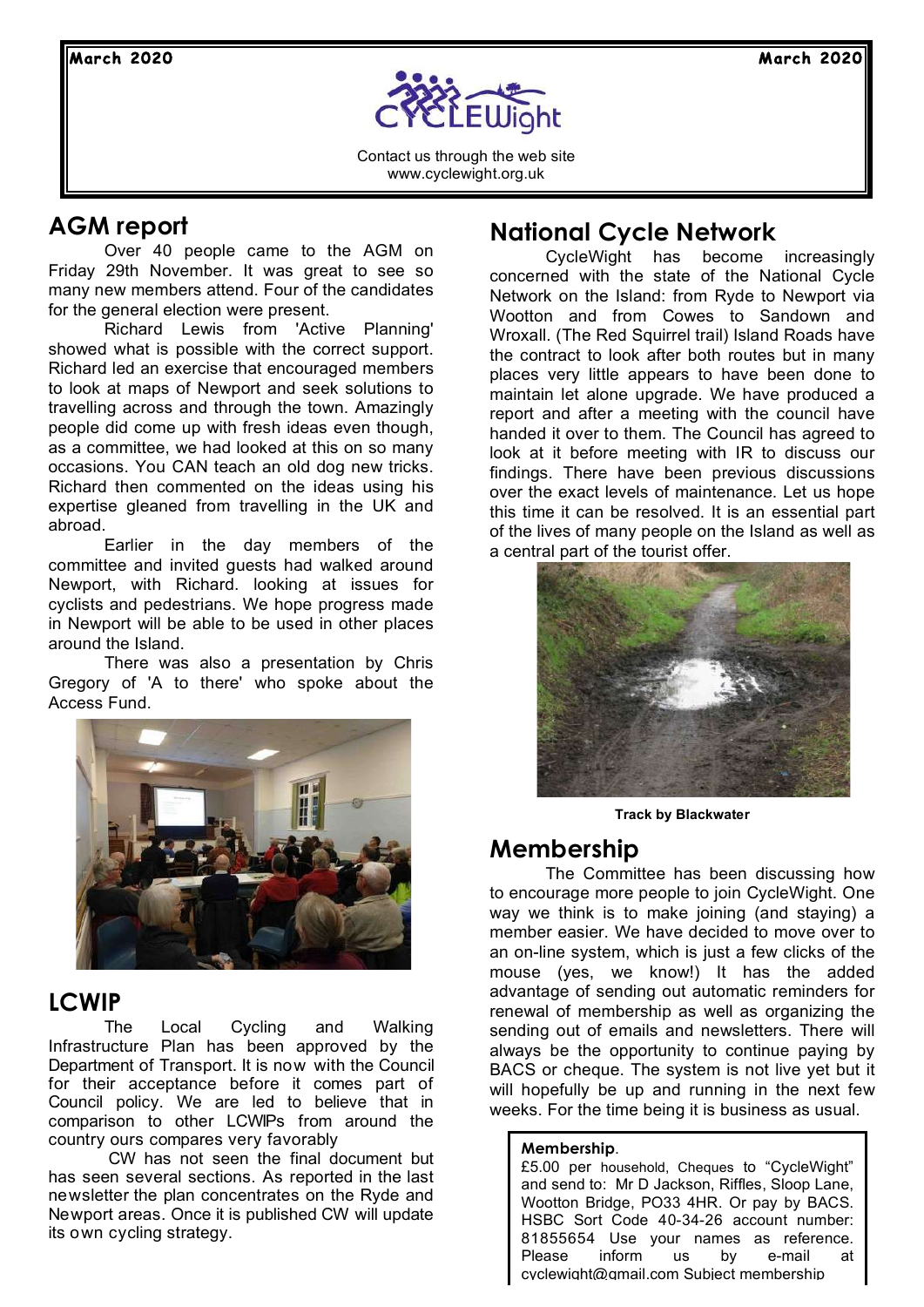Contact us through the web site
www.cyclewight.org.uk

## AGM report

Over 40 people came to the AGM on Friday 29th November. It was great to see so many new members attend. Four of the candidates for the general election were present.

Richard Lewis from 'Active Planning' showed what is possible with the correct support. Richard led an exercise that encouraged members to look at maps of Newport and seek solutions to travelling across and through the town. Amazingly people did come up with fresh ideas even though, as a committee, we had looked at this on so many occasions. You CAN teach an old dog new tricks. Richard then commented on the ideas using his expertise gleaned from travelling in the UK and abroad.

Earlier in the day members of the committee and invited guests had walked around Newport, with Richard. looking at issues for cyclists and pedestrians. We hope progress made in Newport will be able to be used in other places around the Island.

There was also a presentation by Chris Gregory of 'A to there' who spoke about the Access Fund.

## LCWIP

The Local Cycling and Walking Infrastructure Plan has been approved by the Department of Transport. It is now with the Council for their acceptance before it comes part of Council policy. We are led to believe that in comparison to other LCWIPs from around the country ours compares very favorably

CW has not seen the final document but has seen several sections. As reported in the last newsletter the plan concentrates on the Ryde and Newport areas. Once it is published CW will update its own cycling strategy.

## National Cycle Network

CycleWight has become increasingly concerned with the state of the National Cycle Network on the Island: from Ryde to Newport via Wootton and from Cowes to Sandown and Wroxall. (The Red Squirrel trail) Island Roads have the contract to look after both routes but in many places very little appears to have been done to maintain let alone upgrade. We have produced a report and after a meeting with the council have handed it over to them. The Council has agreed to look at it before meeting with IR to discuss our findings. There have been previous discussions over the exact levels of maintenance. Let us hope this time it can be resolved. It is an essential part of the lives of many people on the Island as well as a central part of the tourist offer.

**Track by Blackwater**

## Membership

The Committee has been discussing how to encourage more people to join CycleWight. One way we think is to make joining (and staying) a member easier. We have decided to move over to an on-line system, which is just a few clicks of the mouse (yes, we know!) It has the added advantage of sending out automatic reminders for renewal of membership as well as organizing the sending out of emails and newsletters. There will always be the opportunity to continue paying by BACS or cheque. The system is not live yet but it will hopefully be up and running in the next few weeks. For the time being it is business as usual.

**Membership**.
£5.00 per household, Cheques to "CycleWight" and send to: Mr D Jackson, Riffles, Sloop Lane, Wootton Bridge, PO33 4HR. Or pay by BACS. HSBC Sort Code 40-34-26 account number: 81855654 Use your names as reference. Please inform us by e-mail at cyclewight@gmail.com Subject membership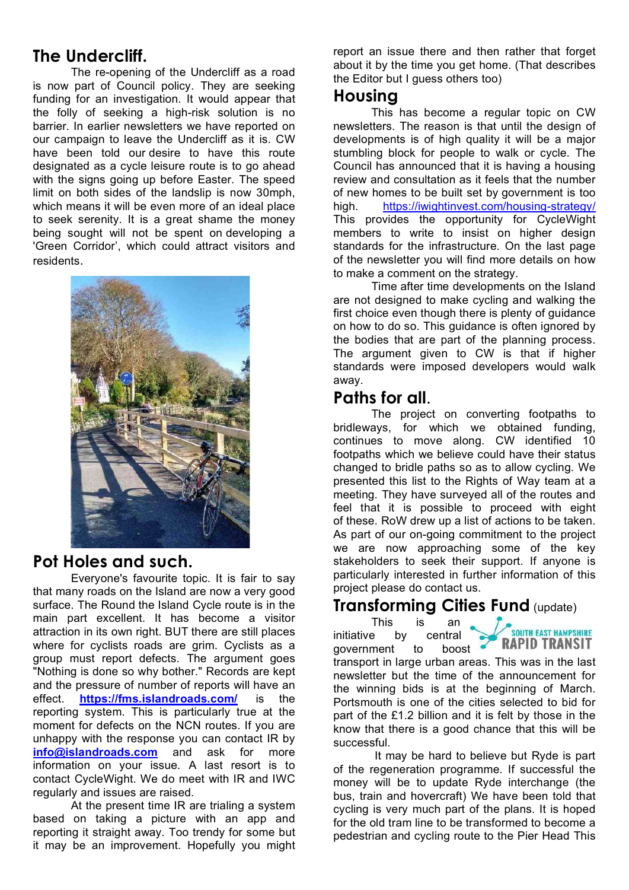## The Undercliff.

The re-opening of the Undercliff as a road is now part of Council policy. They are seeking funding for an investigation. It would appear that the folly of seeking a high-risk solution is no barrier. In earlier newsletters we have reported on our campaign to leave the Undercliff as it is. CW have been told our desire to have this route designated as a cycle leisure route is to go ahead with the signs going up before Easter. The speed limit on both sides of the landslip is now 30mph, which means it will be even more of an ideal place to seek serenity. It is a great shame the money being sought will not be spent on developing a 'Green Corridor', which could attract visitors and residents.

## Pot Holes and such.

Everyone's favourite topic. It is fair to say that many roads on the Island are now a very good surface. The Round the Island Cycle route is in the main part excellent. It has become a visitor attraction in its own right. BUT there are still places where for cyclists roads are grim. Cyclists as a group must report defects. The argument goes "Nothing is done so why bother." Records are kept and the pressure of number of reports will have an effect. **https://fms.islandroads.com/** is the reporting system. This is particularly true at the moment for defects on the NCN routes. If you are unhappy with the response you can contact IR by **info@islandroads.com** and ask for more information on your issue. A last resort is to contact CycleWight. We do meet with IR and IWC regularly and issues are raised.

At the present time IR are trialing a system based on taking a picture with an app and reporting it straight away. Too trendy for some but it may be an improvement. Hopefully you might report an issue there and then rather that forget about it by the time you get home. (That describes the Editor but I guess others too)

## Housing

This has become a regular topic on CW newsletters. The reason is that until the design of developments is of high quality it will be a major stumbling block for people to walk or cycle. The Council has announced that it is having a housing review and consultation as it feels that the number of new homes to be built set by government is too high. https://iwightinvest.com/housing-strategy/ This provides the opportunity for CycleWight members to write to insist on higher design standards for the infrastructure. On the last page of the newsletter you will find more details on how to make a comment on the strategy.

Time after time developments on the Island are not designed to make cycling and walking the first choice even though there is plenty of guidance on how to do so. This guidance is often ignored by the bodies that are part of the planning process. The argument given to CW is that if higher standards were imposed developers would walk away.

## Paths for all.

The project on converting footpaths to bridleways, for which we obtained funding, continues to move along. CW identified 10 footpaths which we believe could have their status changed to bridle paths so as to allow cycling. We presented this list to the Rights of Way team at a meeting. They have surveyed all of the routes and feel that it is possible to proceed with eight of these. RoW drew up a list of actions to be taken. As part of our on-going commitment to the project we are now approaching some of the key stakeholders to seek their support. If anyone is particularly interested in further information of this project please do contact us.

## Transforming Cities Fund (update)

SOUTH EAST HAMPSHIRE RAPID TRANSIT

This is an initiative by central government to boost transport in large urban areas. This was in the last newsletter but the time of the announcement for the winning bids is at the beginning of March. Portsmouth is one of the cities selected to bid for part of the £1.2 billion and it is felt by those in the know that there is a good chance that this will be successful.

It may be hard to believe but Ryde is part of the regeneration programme. If successful the money will be to update Ryde interchange (the bus, train and hovercraft) We have been told that cycling is very much part of the plans. It is hoped for the old tram line to be transformed to become a pedestrian and cycling route to the Pier Head This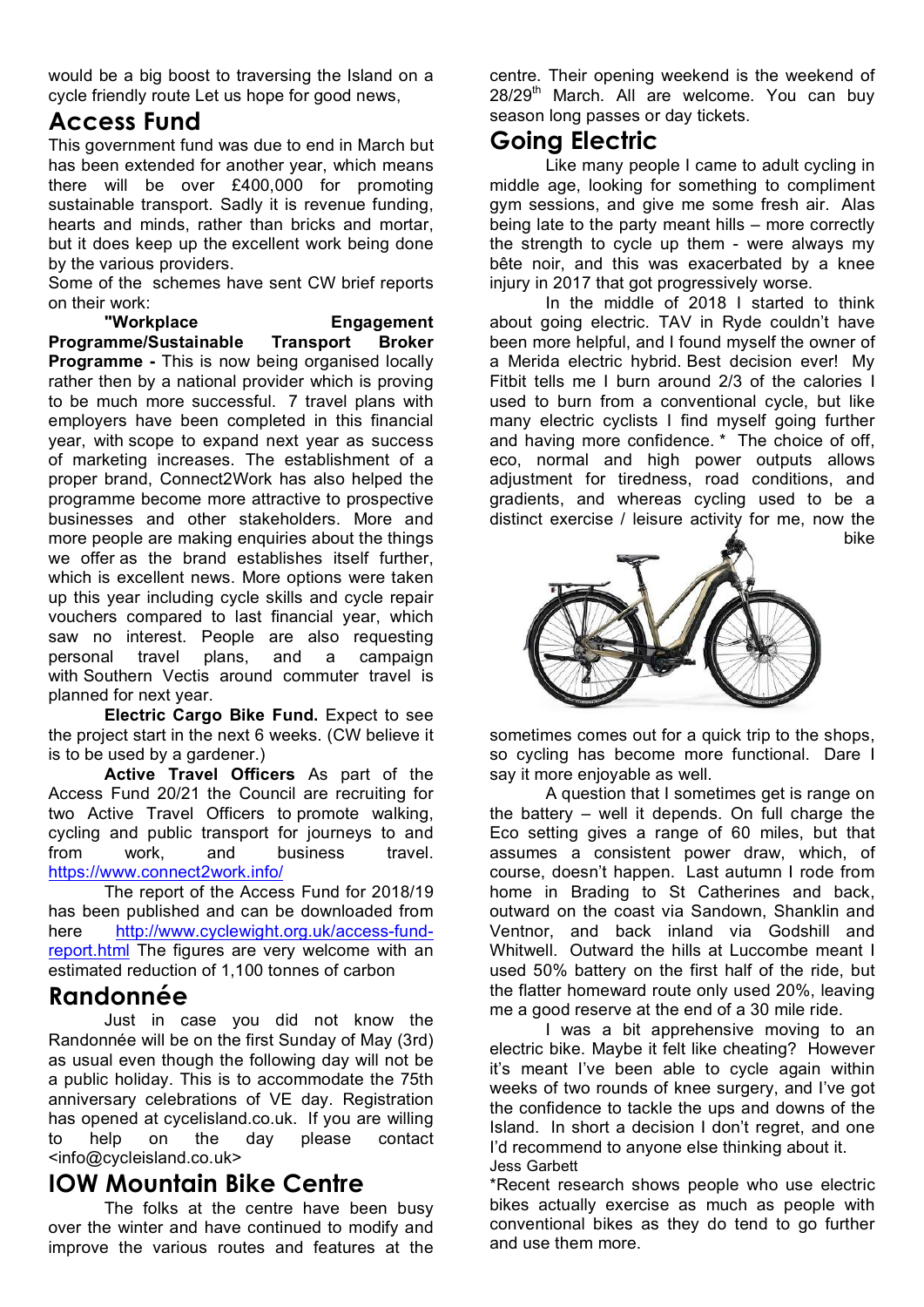would be a big boost to traversing the Island on a cycle friendly route Let us hope for good news,

## Access Fund

This government fund was due to end in March but has been extended for another year, which means there will be over £400,000 for promoting sustainable transport. Sadly it is revenue funding, hearts and minds, rather than bricks and mortar, but it does keep up the excellent work being done by the various providers.

Some of the schemes have sent CW brief reports on their work:

**"Workplace Engagement Programme/Sustainable Transport Broker Programme -** This is now being organised locally rather then by a national provider which is proving to be much more successful. 7 travel plans with employers have been completed in this financial year, with scope to expand next year as success of marketing increases. The establishment of a proper brand, Connect2Work has also helped the programme become more attractive to prospective businesses and other stakeholders. More and more people are making enquiries about the things we offer as the brand establishes itself further, which is excellent news. More options were taken up this year including cycle skills and cycle repair vouchers compared to last financial year, which saw no interest. People are also requesting personal travel plans, and a campaign with Southern Vectis around commuter travel is planned for next year.

**Electric Cargo Bike Fund.** Expect to see the project start in the next 6 weeks. (CW believe it is to be used by a gardener.)

**Active Travel Officers** As part of the Access Fund 20/21 the Council are recruiting for two Active Travel Officers to promote walking, cycling and public transport for journeys to and from work, and business travel. https://www.connect2work.info/

The report of the Access Fund for 2018/19 has been published and can be downloaded from here http://www.cyclewight.org.uk/access-fund-report.html The figures are very welcome with an estimated reduction of 1,100 tonnes of carbon

## Randonnée

Just in case you did not know the Randonnée will be on the first Sunday of May (3rd) as usual even though the following day will not be a public holiday. This is to accommodate the 75th anniversary celebrations of VE day. Registration has opened at cycelisland.co.uk. If you are willing to help on the day please contact <info@cycleisland.co.uk>

## IOW Mountain Bike Centre

The folks at the centre have been busy over the winter and have continued to modify and improve the various routes and features at the centre. Their opening weekend is the weekend of 28/29th March. All are welcome. You can buy season long passes or day tickets.

## Going Electric

Like many people I came to adult cycling in middle age, looking for something to compliment gym sessions, and give me some fresh air. Alas being late to the party meant hills – more correctly the strength to cycle up them - were always my bête noir, and this was exacerbated by a knee injury in 2017 that got progressively worse.

In the middle of 2018 I started to think about going electric. TAV in Ryde couldn't have been more helpful, and I found myself the owner of a Merida electric hybrid. Best decision ever! My Fitbit tells me I burn around 2/3 of the calories I used to burn from a conventional cycle, but like many electric cyclists I find myself going further and having more confidence. * The choice of off, eco, normal and high power outputs allows adjustment for tiredness, road conditions, and gradients, and whereas cycling used to be a distinct exercise / leisure activity for me, now the bike sometimes comes out for a quick trip to the shops, so cycling has become more functional. Dare I say it more enjoyable as well.

A question that I sometimes get is range on the battery – well it depends. On full charge the Eco setting gives a range of 60 miles, but that assumes a consistent power draw, which, of course, doesn't happen. Last autumn I rode from home in Brading to St Catherines and back, outward on the coast via Sandown, Shanklin and Ventnor, and back inland via Godshill and Whitwell. Outward the hills at Luccombe meant I used 50% battery on the first half of the ride, but the flatter homeward route only used 20%, leaving me a good reserve at the end of a 30 mile ride.

I was a bit apprehensive moving to an electric bike. Maybe it felt like cheating? However it's meant I've been able to cycle again within weeks of two rounds of knee surgery, and I've got the confidence to tackle the ups and downs of the Island. In short a decision I don't regret, and one I'd recommend to anyone else thinking about it.

Jess Garbett

*Recent research shows people who use electric bikes actually exercise as much as people with conventional bikes as they do tend to go further and use them more.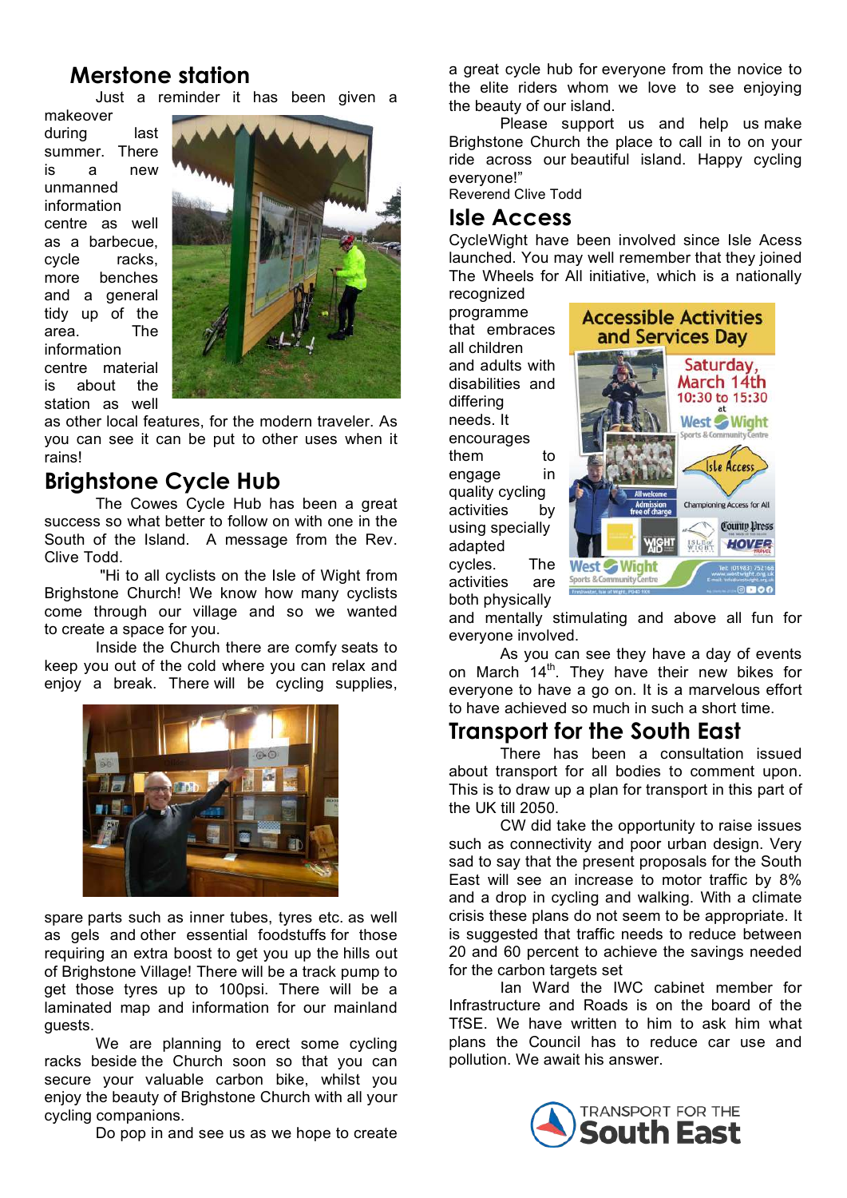## Merstone station

Just a reminder it has been given a makeover during last summer. There is a new unmanned information centre as well as a barbecue, cycle racks, more benches and a general tidy up of the area. The information centre material is about the station as well as other local features, for the modern traveler. As you can see it can be put to other uses when it rains!

## Brighstone Cycle Hub

The Cowes Cycle Hub has been a great success so what better to follow on with one in the South of the Island. A message from the Rev. Clive Todd.

"Hi to all cyclists on the Isle of Wight from Brighstone Church! We know how many cyclists come through our village and so we wanted to create a space for you.

Inside the Church there are comfy seats to keep you out of the cold where you can relax and enjoy a break. There will be cycling supplies, spare parts such as inner tubes, tyres etc. as well as gels and other essential foodstuffs for those requiring an extra boost to get you up the hills out of Brighstone Village! There will be a track pump to get those tyres up to 100psi. There will be a laminated map and information for our mainland guests.

We are planning to erect some cycling racks beside the Church soon so that you can secure your valuable carbon bike, whilst you enjoy the beauty of Brighstone Church with all your cycling companions.

Do pop in and see us as we hope to create a great cycle hub for everyone from the novice to the elite riders whom we love to see enjoying the beauty of our island.

Please support us and help us make Brighstone Church the place to call in to on your ride across our beautiful island. Happy cycling everyone!"

Reverend Clive Todd

## Isle Access

CycleWight have been involved since Isle Acess launched. You may well remember that they joined The Wheels for All initiative, which is a nationally recognized programme that embraces all children and adults with disabilities and differing needs. It encourages them to engage in quality cycling activities by using specially adapted cycles. The activities are both physically and mentally stimulating and above all fun for everyone involved.

As you can see they have a day of events on March 14th. They have their new bikes for everyone to have a go on. It is a marvelous effort to have achieved so much in such a short time.

## Transport for the South East

There has been a consultation issued about transport for all bodies to comment upon. This is to draw up a plan for transport in this part of the UK till 2050.

CW did take the opportunity to raise issues such as connectivity and poor urban design. Very sad to say that the present proposals for the South East will see an increase to motor traffic by 8% and a drop in cycling and walking. With a climate crisis these plans do not seem to be appropriate. It is suggested that traffic needs to reduce between 20 and 60 percent to achieve the savings needed for the carbon targets set

Ian Ward the IWC cabinet member for Infrastructure and Roads is on the board of the TfSE. We have written to him to ask him what plans the Council has to reduce car use and pollution. We await his answer.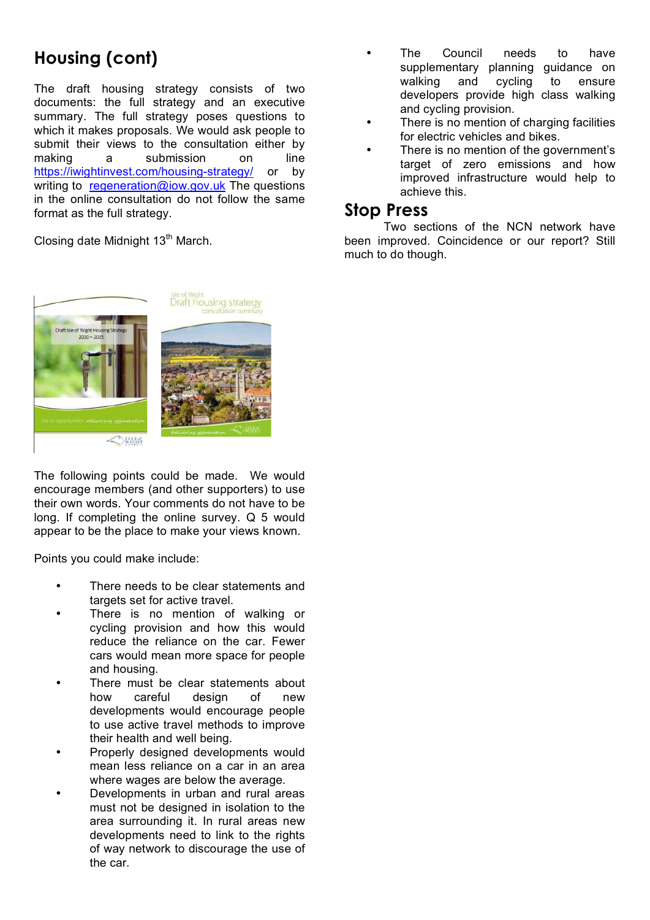## Housing (cont)

The draft housing strategy consists of two documents: the full strategy and an executive summary. The full strategy poses questions to which it makes proposals. We would ask people to submit their views to the consultation either by making a submission on line https://iwightinvest.com/housing-strategy/ or by writing to regeneration@iow.gov.uk The questions in the online consultation do not follow the same format as the full strategy.

Closing date Midnight 13th March.

The following points could be made. We would encourage members (and other supporters) to use their own words. Your comments do not have to be long. If completing the online survey. Q 5 would appear to be the place to make your views known.

Points you could make include:

- There needs to be clear statements and targets set for active travel.
- There is no mention of walking or cycling provision and how this would reduce the reliance on the car. Fewer cars would mean more space for people and housing.
- There must be clear statements about how careful design of new developments would encourage people to use active travel methods to improve their health and well being.
- Properly designed developments would mean less reliance on a car in an area where wages are below the average.
- Developments in urban and rural areas must not be designed in isolation to the area surrounding it. In rural areas new developments need to link to the rights of way network to discourage the use of the car.
- The Council needs to have supplementary planning guidance on walking and cycling to ensure developers provide high class walking and cycling provision.
- There is no mention of charging facilities for electric vehicles and bikes.
- There is no mention of the government's target of zero emissions and how improved infrastructure would help to achieve this.

## Stop Press

Two sections of the NCN network have been improved. Coincidence or our report? Still much to do though.